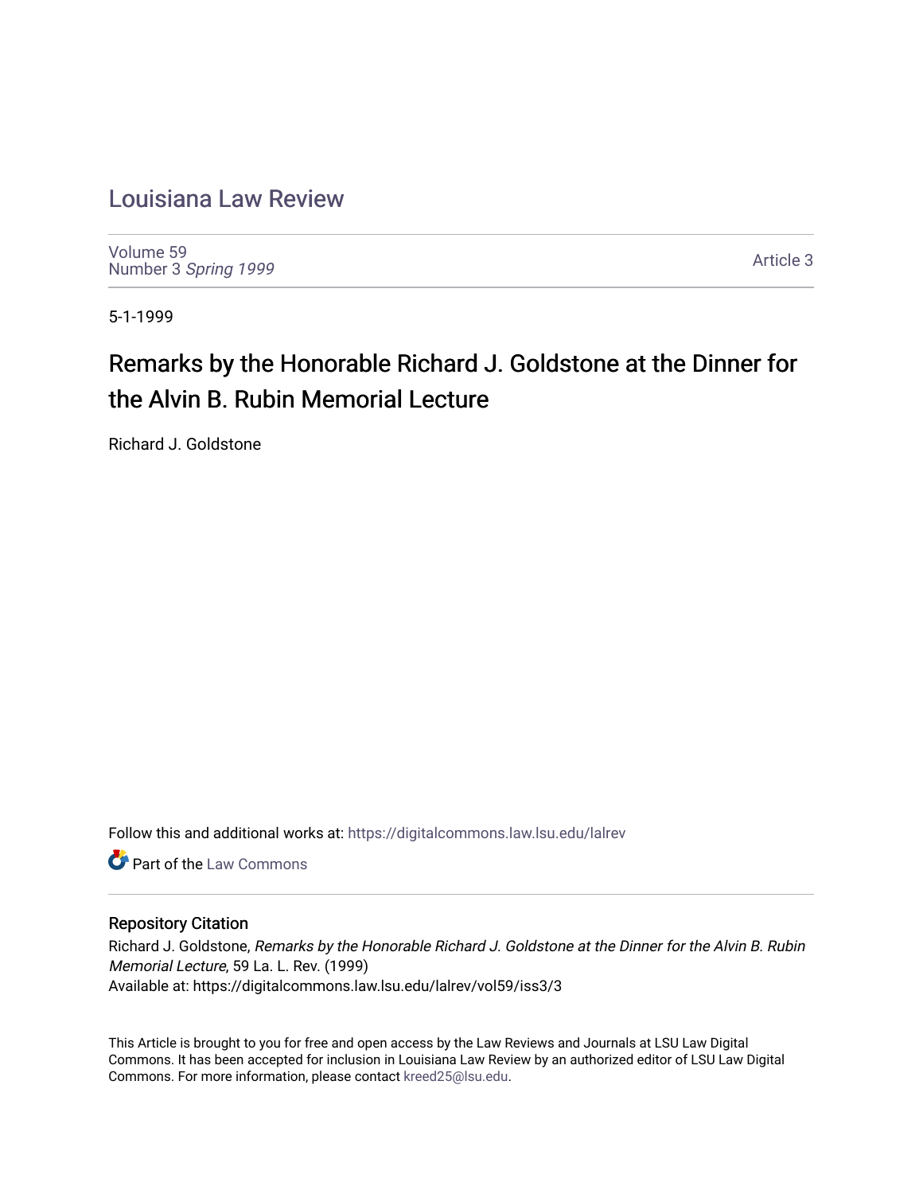# Louisiana Law Review

Volume 59
Number 3 *Spring 1999*

Article 3

5-1-1999

## Remarks by the Honorable Richard J. Goldstone at the Dinner for the Alvin B. Rubin Memorial Lecture

Richard J. Goldstone

Follow this and additional works at: https://digitalcommons.law.lsu.edu/lalrev

Part of the Law Commons

### Repository Citation

Richard J. Goldstone, *Remarks by the Honorable Richard J. Goldstone at the Dinner for the Alvin B. Rubin Memorial Lecture*, 59 La. L. Rev. (1999)
Available at: https://digitalcommons.law.lsu.edu/lalrev/vol59/iss3/3

This Article is brought to you for free and open access by the Law Reviews and Journals at LSU Law Digital Commons. It has been accepted for inclusion in Louisiana Law Review by an authorized editor of LSU Law Digital Commons. For more information, please contact kreed25@lsu.edu.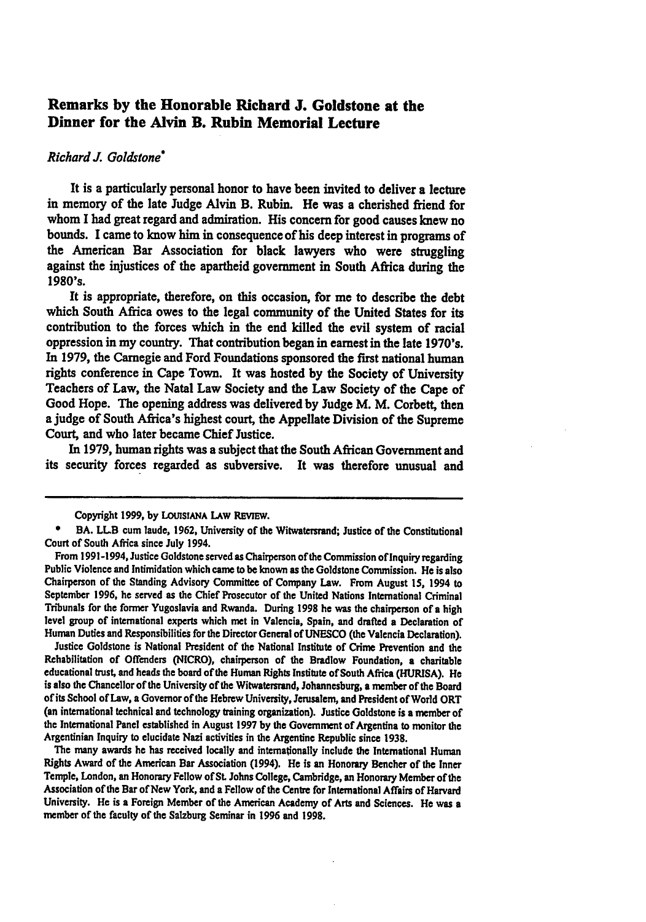## Remarks by the Honorable Richard J. Goldstone at the Dinner for the Alvin B. Rubin Memorial Lecture

*Richard J. Goldstone*\*

It is a particularly personal honor to have been invited to deliver a lecture in memory of the late Judge Alvin B. Rubin. He was a cherished friend for whom I had great regard and admiration. His concern for good causes knew no bounds. I came to know him in consequence of his deep interest in programs of the American Bar Association for black lawyers who were struggling against the injustices of the apartheid government in South Africa during the 1980's.

It is appropriate, therefore, on this occasion, for me to describe the debt which South Africa owes to the legal community of the United States for its contribution to the forces which in the end killed the evil system of racial oppression in my country. That contribution began in earnest in the late 1970's. In 1979, the Carnegie and Ford Foundations sponsored the first national human rights conference in Cape Town. It was hosted by the Society of University Teachers of Law, the Natal Law Society and the Law Society of the Cape of Good Hope. The opening address was delivered by Judge M. M. Corbett, then a judge of South Africa's highest court, the Appellate Division of the Supreme Court, and who later became Chief Justice.

In 1979, human rights was a subject that the South African Government and its security forces regarded as subversive. It was therefore unusual and

---

Copyright 1999, by LOUISIANA LAW REVIEW.

\* BA. LL.B cum laude, 1962, University of the Witwatersrand; Justice of the Constitutional Court of South Africa since July 1994.

From 1991-1994, Justice Goldstone served as Chairperson of the Commission of Inquiry regarding Public Violence and Intimidation which came to be known as the Goldstone Commission. He is also Chairperson of the Standing Advisory Committee of Company Law. From August 15, 1994 to September 1996, he served as the Chief Prosecutor of the United Nations International Criminal Tribunals for the former Yugoslavia and Rwanda. During 1998 he was the chairperson of a high level group of international experts which met in Valencia, Spain, and drafted a Declaration of Human Duties and Responsibilities for the Director General of UNESCO (the Valencia Declaration).

Justice Goldstone is National President of the National Institute of Crime Prevention and the Rehabilitation of Offenders (NICRO), chairperson of the Bradlow Foundation, a charitable educational trust, and heads the board of the Human Rights Institute of South Africa (HURISA). He is also the Chancellor of the University of the Witwatersrand, Johannesburg, a member of the Board of its School of Law, a Governor of the Hebrew University, Jerusalem, and President of World ORT (an international technical and technology training organization). Justice Goldstone is a member of the International Panel established in August 1997 by the Government of Argentina to monitor the Argentinian Inquiry to elucidate Nazi activities in the Argentine Republic since 1938.

The many awards he has received locally and internationally include the International Human Rights Award of the American Bar Association (1994). He is an Honorary Bencher of the Inner Temple, London, an Honorary Fellow of St. Johns College, Cambridge, an Honorary Member of the Association of the Bar of New York, and a Fellow of the Centre for International Affairs of Harvard University. He is a Foreign Member of the American Academy of Arts and Sciences. He was a member of the faculty of the Salzburg Seminar in 1996 and 1998.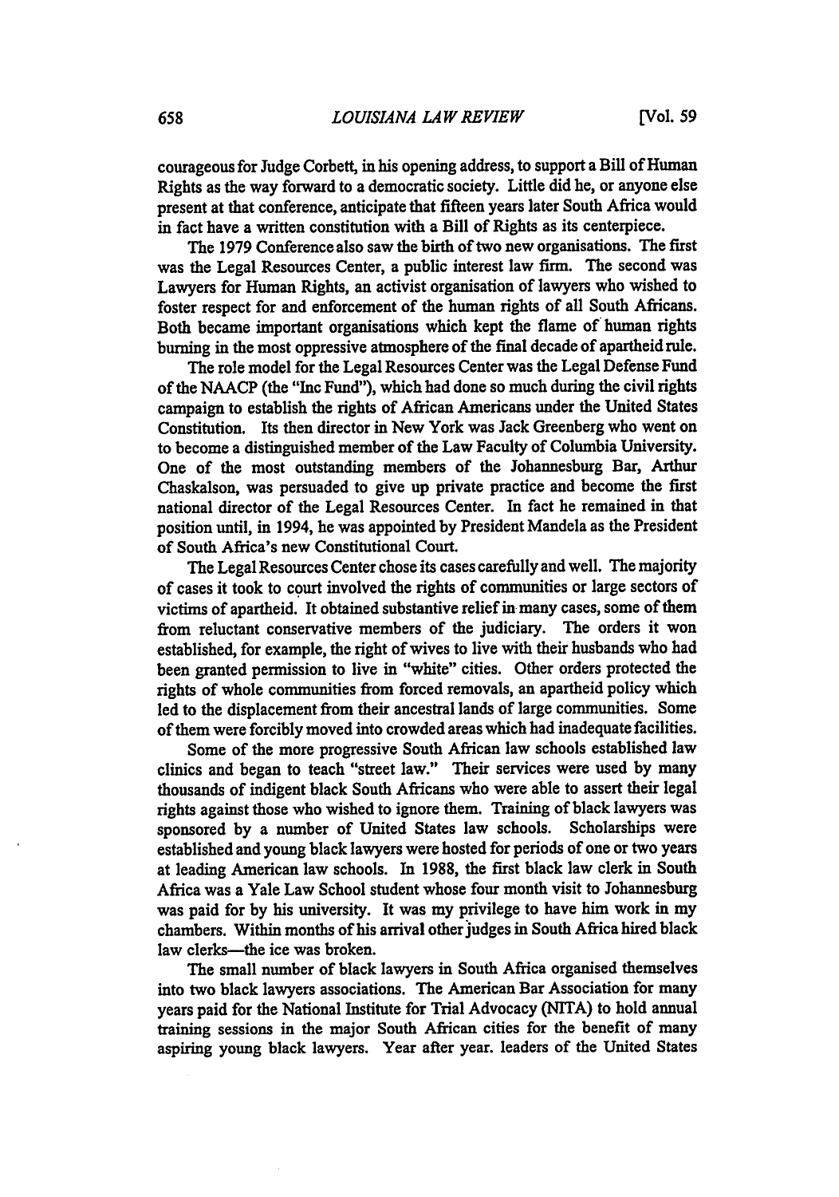courageous for Judge Corbett, in his opening address, to support a Bill of Human Rights as the way forward to a democratic society. Little did he, or anyone else present at that conference, anticipate that fifteen years later South Africa would in fact have a written constitution with a Bill of Rights as its centerpiece.

The 1979 Conference also saw the birth of two new organisations. The first was the Legal Resources Center, a public interest law firm. The second was Lawyers for Human Rights, an activist organisation of lawyers who wished to foster respect for and enforcement of the human rights of all South Africans. Both became important organisations which kept the flame of human rights burning in the most oppressive atmosphere of the final decade of apartheid rule.

The role model for the Legal Resources Center was the Legal Defense Fund of the NAACP (the "Inc Fund"), which had done so much during the civil rights campaign to establish the rights of African Americans under the United States Constitution. Its then director in New York was Jack Greenberg who went on to become a distinguished member of the Law Faculty of Columbia University. One of the most outstanding members of the Johannesburg Bar, Arthur Chaskalson, was persuaded to give up private practice and become the first national director of the Legal Resources Center. In fact he remained in that position until, in 1994, he was appointed by President Mandela as the President of South Africa's new Constitutional Court.

The Legal Resources Center chose its cases carefully and well. The majority of cases it took to court involved the rights of communities or large sectors of victims of apartheid. It obtained substantive relief in many cases, some of them from reluctant conservative members of the judiciary. The orders it won established, for example, the right of wives to live with their husbands who had been granted permission to live in "white" cities. Other orders protected the rights of whole communities from forced removals, an apartheid policy which led to the displacement from their ancestral lands of large communities. Some of them were forcibly moved into crowded areas which had inadequate facilities.

Some of the more progressive South African law schools established law clinics and began to teach "street law." Their services were used by many thousands of indigent black South Africans who were able to assert their legal rights against those who wished to ignore them. Training of black lawyers was sponsored by a number of United States law schools. Scholarships were established and young black lawyers were hosted for periods of one or two years at leading American law schools. In 1988, the first black law clerk in South Africa was a Yale Law School student whose four month visit to Johannesburg was paid for by his university. It was my privilege to have him work in my chambers. Within months of his arrival other judges in South Africa hired black law clerks—the ice was broken.

The small number of black lawyers in South Africa organised themselves into two black lawyers associations. The American Bar Association for many years paid for the National Institute for Trial Advocacy (NITA) to hold annual training sessions in the major South African cities for the benefit of many aspiring young black lawyers. Year after year. leaders of the United States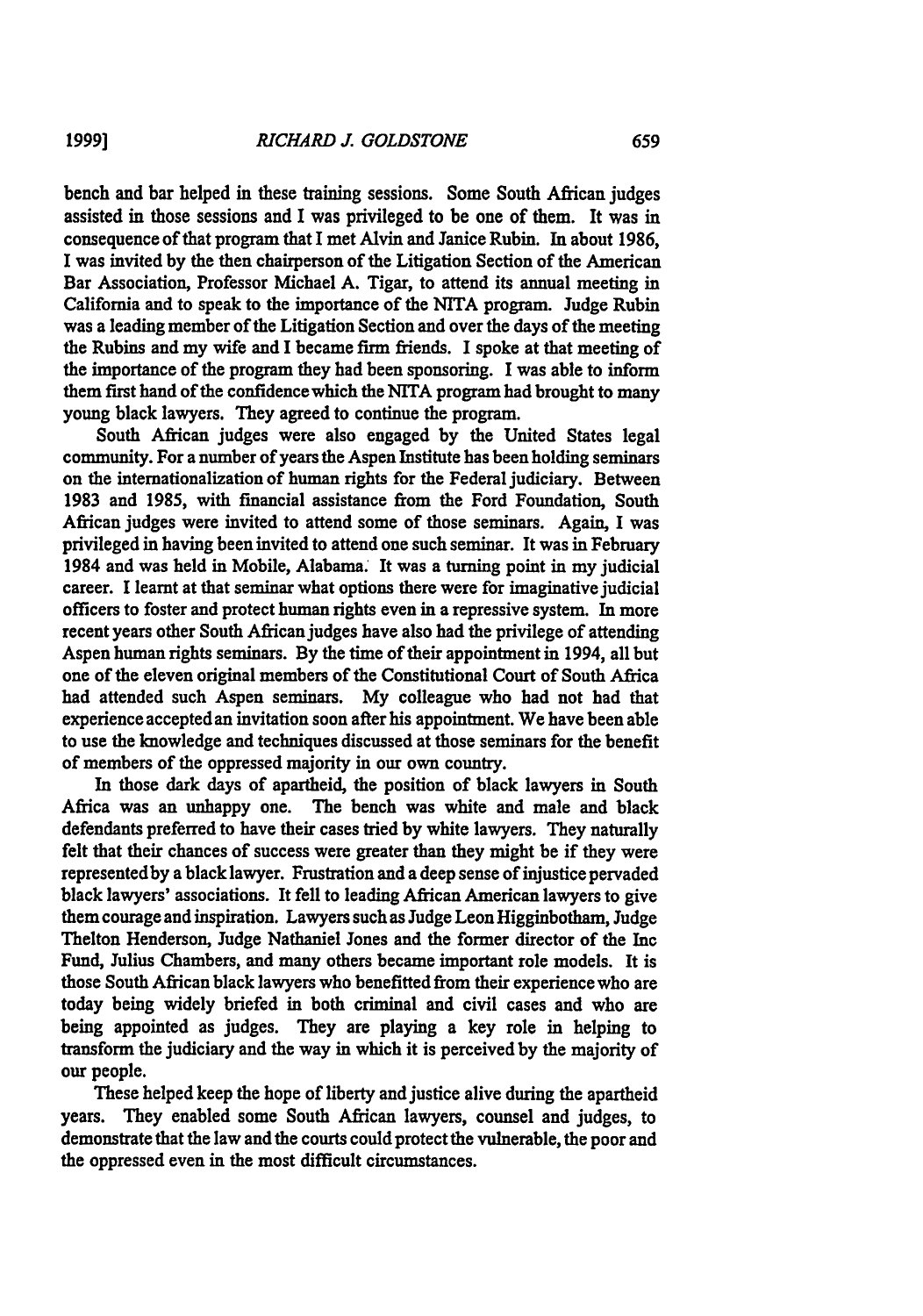bench and bar helped in these training sessions. Some South African judges assisted in those sessions and I was privileged to be one of them. It was in consequence of that program that I met Alvin and Janice Rubin. In about 1986, I was invited by the then chairperson of the Litigation Section of the American Bar Association, Professor Michael A. Tigar, to attend its annual meeting in California and to speak to the importance of the NITA program. Judge Rubin was a leading member of the Litigation Section and over the days of the meeting the Rubins and my wife and I became firm friends. I spoke at that meeting of the importance of the program they had been sponsoring. I was able to inform them first hand of the confidence which the NITA program had brought to many young black lawyers. They agreed to continue the program.

South African judges were also engaged by the United States legal community. For a number of years the Aspen Institute has been holding seminars on the internationalization of human rights for the Federal judiciary. Between 1983 and 1985, with financial assistance from the Ford Foundation, South African judges were invited to attend some of those seminars. Again, I was privileged in having been invited to attend one such seminar. It was in February 1984 and was held in Mobile, Alabama. It was a turning point in my judicial career. I learnt at that seminar what options there were for imaginative judicial officers to foster and protect human rights even in a repressive system. In more recent years other South African judges have also had the privilege of attending Aspen human rights seminars. By the time of their appointment in 1994, all but one of the eleven original members of the Constitutional Court of South Africa had attended such Aspen seminars. My colleague who had not had that experience accepted an invitation soon after his appointment. We have been able to use the knowledge and techniques discussed at those seminars for the benefit of members of the oppressed majority in our own country.

In those dark days of apartheid, the position of black lawyers in South Africa was an unhappy one. The bench was white and male and black defendants preferred to have their cases tried by white lawyers. They naturally felt that their chances of success were greater than they might be if they were represented by a black lawyer. Frustration and a deep sense of injustice pervaded black lawyers' associations. It fell to leading African American lawyers to give them courage and inspiration. Lawyers such as Judge Leon Higginbotham, Judge Thelton Henderson, Judge Nathaniel Jones and the former director of the Inc Fund, Julius Chambers, and many others became important role models. It is those South African black lawyers who benefitted from their experience who are today being widely briefed in both criminal and civil cases and who are being appointed as judges. They are playing a key role in helping to transform the judiciary and the way in which it is perceived by the majority of our people.

These helped keep the hope of liberty and justice alive during the apartheid years. They enabled some South African lawyers, counsel and judges, to demonstrate that the law and the courts could protect the vulnerable, the poor and the oppressed even in the most difficult circumstances.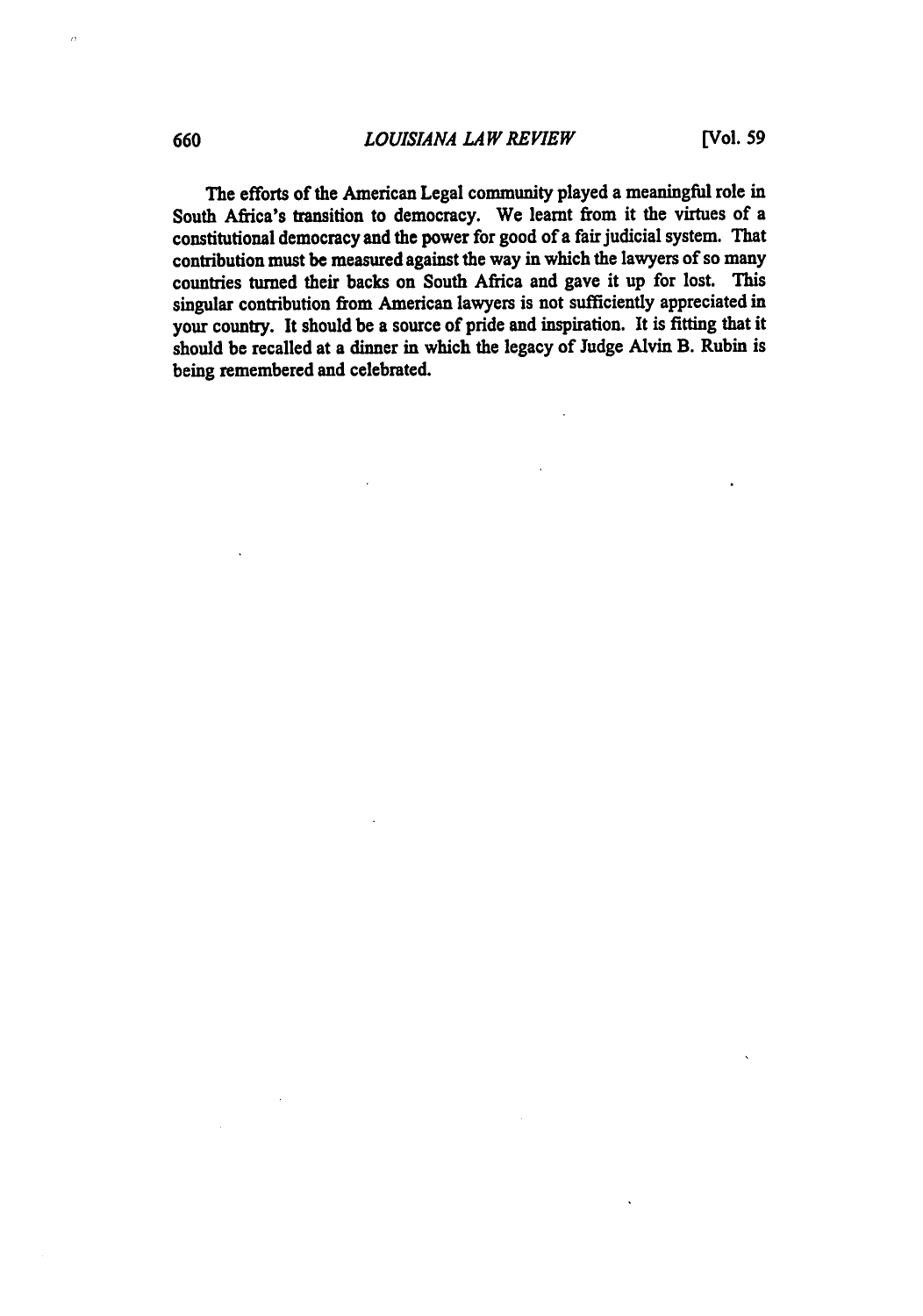The efforts of the American Legal community played a meaningful role in South Africa's transition to democracy. We learnt from it the virtues of a constitutional democracy and the power for good of a fair judicial system. That contribution must be measured against the way in which the lawyers of so many countries turned their backs on South Africa and gave it up for lost. This singular contribution from American lawyers is not sufficiently appreciated in your country. It should be a source of pride and inspiration. It is fitting that it should be recalled at a dinner in which the legacy of Judge Alvin B. Rubin is being remembered and celebrated.